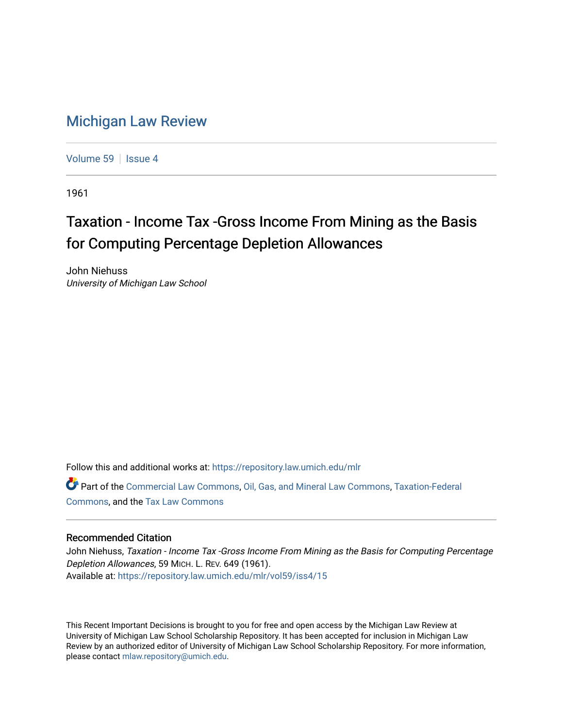# Michigan Law Review

Volume 59 | Issue 4

1961

## Taxation - Income Tax -Gross Income From Mining as the Basis for Computing Percentage Depletion Allowances

John Niehuss
*University of Michigan Law School*

Follow this and additional works at: https://repository.law.umich.edu/mlr

Part of the Commercial Law Commons, Oil, Gas, and Mineral Law Commons, Taxation-Federal Commons, and the Tax Law Commons

### Recommended Citation

John Niehuss, *Taxation - Income Tax -Gross Income From Mining as the Basis for Computing Percentage Depletion Allowances*, 59 MICH. L. REV. 649 (1961).
Available at: https://repository.law.umich.edu/mlr/vol59/iss4/15

This Recent Important Decisions is brought to you for free and open access by the Michigan Law Review at University of Michigan Law School Scholarship Repository. It has been accepted for inclusion in Michigan Law Review by an authorized editor of University of Michigan Law School Scholarship Repository. For more information, please contact mlaw.repository@umich.edu.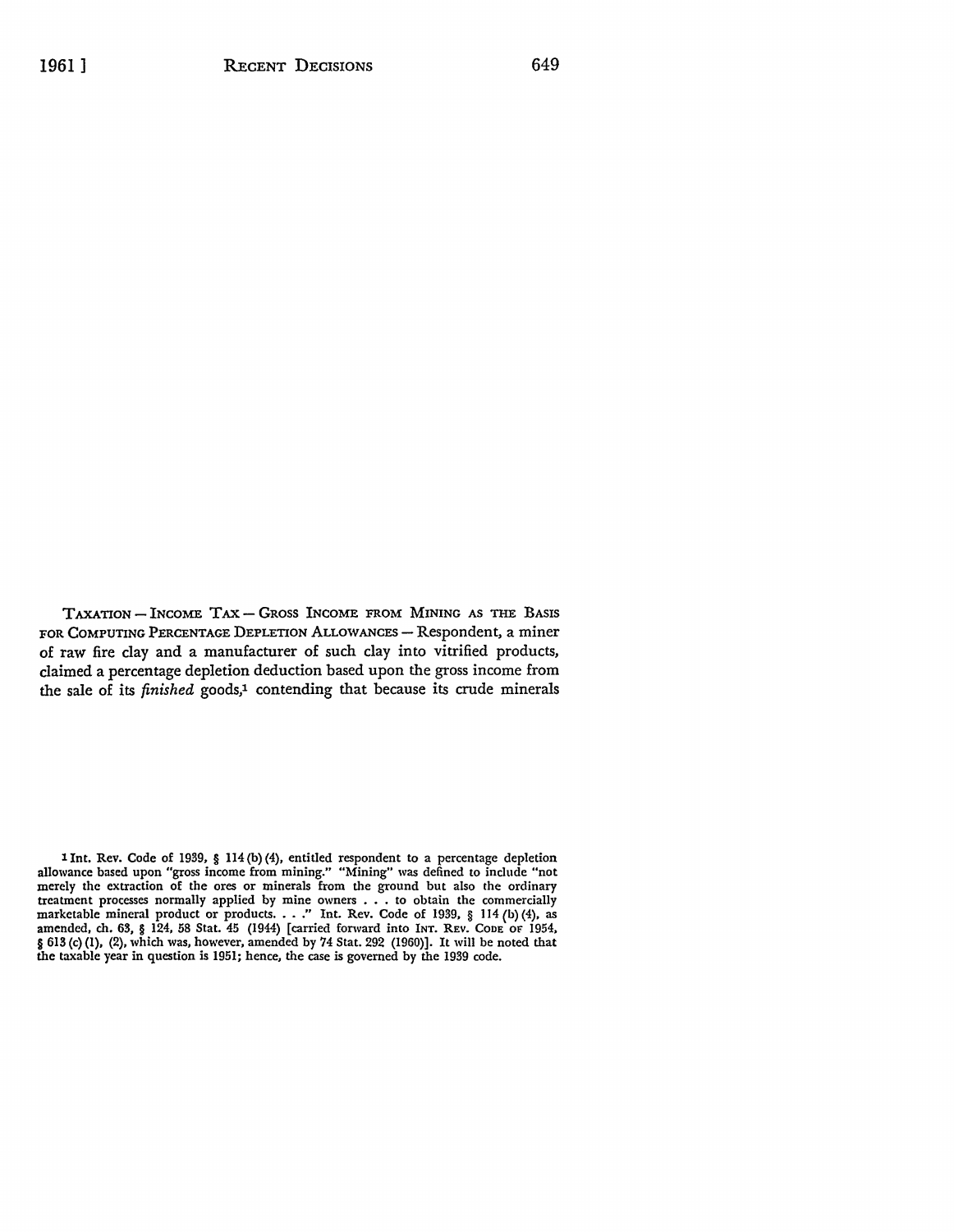TAXATION — INCOME TAX — GROSS INCOME FROM MINING AS THE BASIS FOR COMPUTING PERCENTAGE DEPLETION ALLOWANCES — Respondent, a miner of raw fire clay and a manufacturer of such clay into vitrified products, claimed a percentage depletion deduction based upon the gross income from the sale of its *finished* goods,[1] contending that because its crude minerals

[1] Int. Rev. Code of 1939, § 114 (b) (4), entitled respondent to a percentage depletion allowance based upon "gross income from mining." "Mining" was defined to include "not merely the extraction of the ores or minerals from the ground but also the ordinary treatment processes normally applied by mine owners . . . to obtain the commercially marketable mineral product or products. . . ." Int. Rev. Code of 1939, § 114 (b) (4), as amended, ch. 63, § 124, 58 Stat. 45 (1944) [carried forward into INT. REV. CODE OF 1954, § 613 (c) (1), (2), which was, however, amended by 74 Stat. 292 (1960)]. It will be noted that the taxable year in question is 1951; hence, the case is governed by the 1939 code.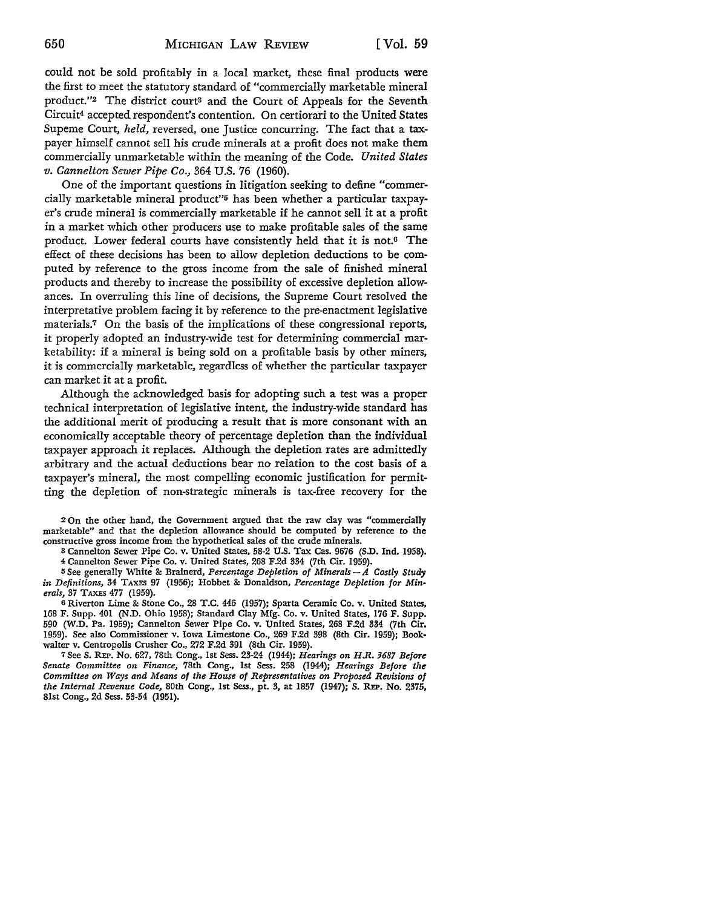could not be sold profitably in a local market, these final products were the first to meet the statutory standard of "commercially marketable mineral product."[2] The district court[3] and the Court of Appeals for the Seventh Circuit[4] accepted respondent's contention. On certiorari to the United States Supeme Court, *held*, reversed, one Justice concurring. The fact that a taxpayer himself cannot sell his crude minerals at a profit does not make them commercially unmarketable within the meaning of the Code. *United States v. Cannelton Sewer Pipe Co.*, 364 U.S. 76 (1960).

One of the important questions in litigation seeking to define "commercially marketable mineral product"[5] has been whether a particular taxpayer's crude mineral is commercially marketable if he cannot sell it at a profit in a market which other producers use to make profitable sales of the same product. Lower federal courts have consistently held that it is not.[6] The effect of these decisions has been to allow depletion deductions to be computed by reference to the gross income from the sale of finished mineral products and thereby to increase the possibility of excessive depletion allowances. In overruling this line of decisions, the Supreme Court resolved the interpretative problem facing it by reference to the pre-enactment legislative materials.[7] On the basis of the implications of these congressional reports, it properly adopted an industry-wide test for determining commercial marketability: if a mineral is being sold on a profitable basis by other miners, it is commercially marketable, regardless of whether the particular taxpayer can market it at a profit.

Although the acknowledged basis for adopting such a test was a proper technical interpretation of legislative intent, the industry-wide standard has the additional merit of producing a result that is more consonant with an economically acceptable theory of percentage depletion than the individual taxpayer approach it replaces. Although the depletion rates are admittedly arbitrary and the actual deductions bear no relation to the cost basis of a taxpayer's mineral, the most compelling economic justification for permitting the depletion of non-strategic minerals is tax-free recovery for the

[2] On the other hand, the Government argued that the raw clay was "commercially marketable" and that the depletion allowance should be computed by reference to the constructive gross income from the hypothetical sales of the crude minerals.

[3] Cannelton Sewer Pipe Co. v. United States, 58-2 U.S. Tax Cas. 9676 (S.D. Ind. 1958).

[4] Cannelton Sewer Pipe Co. v. United States, 268 F.2d 334 (7th Cir. 1959).

[5] See generally White & Brainerd, *Percentage Depletion of Minerals — A Costly Study in Definitions*, 34 TAXES 97 (1956); Hobbet & Donaldson, *Percentage Depletion for Minerals*, 37 TAXES 477 (1959).

[6] Riverton Lime & Stone Co., 28 T.C. 446 (1957); Sparta Ceramic Co. v. United States, 168 F. Supp. 401 (N.D. Ohio 1958); Standard Clay Mfg. Co. v. United States, 176 F. Supp. 590 (W.D. Pa. 1959); Cannelton Sewer Pipe Co. v. United States, 268 F.2d 334 (7th Cir. 1959). See also Commissioner v. Iowa Limestone Co., 269 F.2d 398 (8th Cir. 1959); Bookwalter v. Centropolis Crusher Co., 272 F.2d 391 (8th Cir. 1959).

[7] See S. REP. No. 627, 78th Cong., 1st Sess. 23-24 (1944); *Hearings on H.R. 3687 Before Senate Committee on Finance*, 78th Cong., 1st Sess. 258 (1944); *Hearings Before the Committee on Ways and Means of the House of Representatives on Proposed Revisions of the Internal Revenue Code*, 80th Cong., 1st Sess., pt. 3, at 1857 (1947); S. REP. No. 2375, 81st Cong., 2d Sess. 53-54 (1951).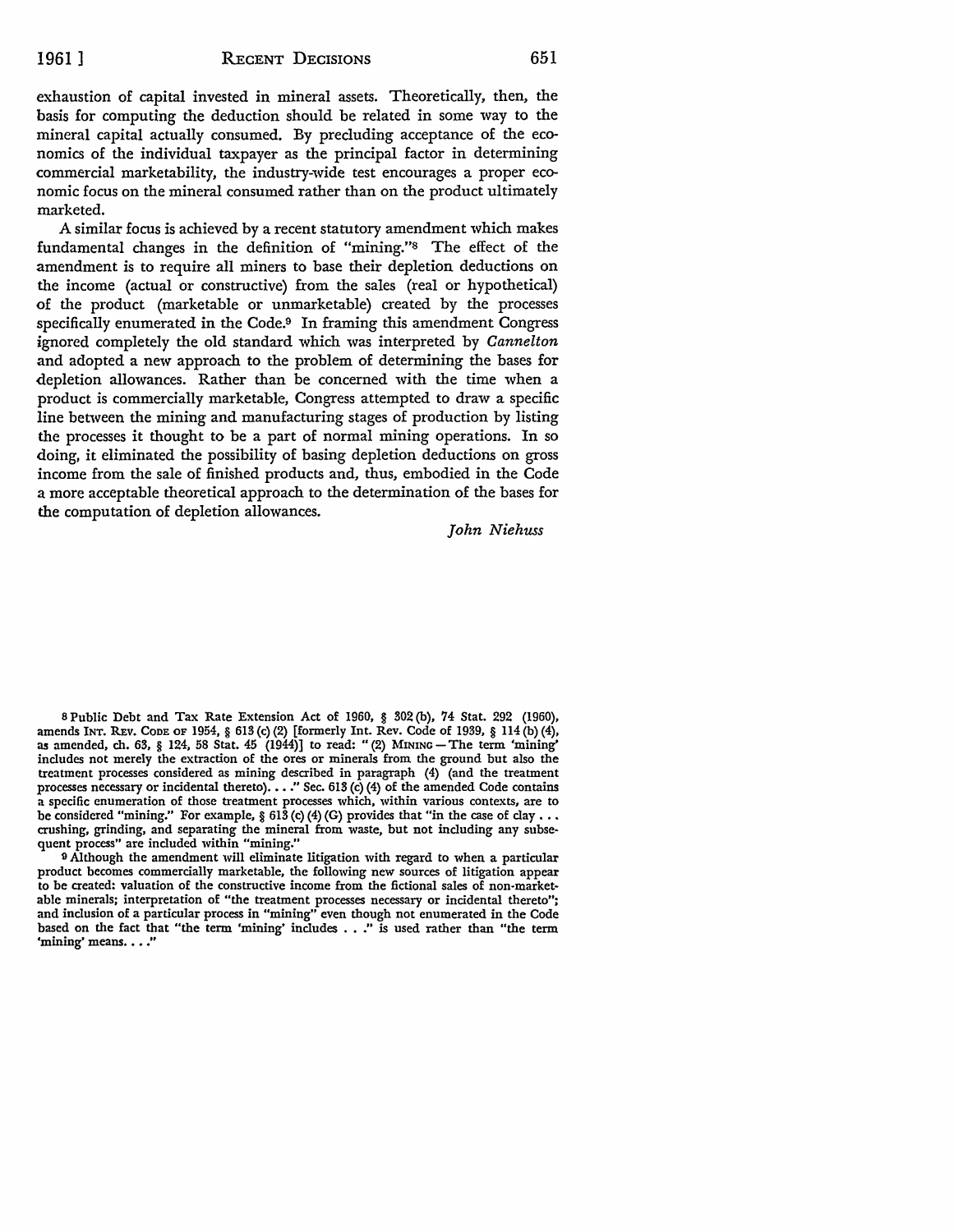exhaustion of capital invested in mineral assets. Theoretically, then, the basis for computing the deduction should be related in some way to the mineral capital actually consumed. By precluding acceptance of the economics of the individual taxpayer as the principal factor in determining commercial marketability, the industry-wide test encourages a proper economic focus on the mineral consumed rather than on the product ultimately marketed.

A similar focus is achieved by a recent statutory amendment which makes fundamental changes in the definition of "mining."[8] The effect of the amendment is to require all miners to base their depletion deductions on the income (actual or constructive) from the sales (real or hypothetical) of the product (marketable or unmarketable) created by the processes specifically enumerated in the Code.[9] In framing this amendment Congress ignored completely the old standard which was interpreted by *Cannelton* and adopted a new approach to the problem of determining the bases for depletion allowances. Rather than be concerned with the time when a product is commercially marketable, Congress attempted to draw a specific line between the mining and manufacturing stages of production by listing the processes it thought to be a part of normal mining operations. In so doing, it eliminated the possibility of basing depletion deductions on gross income from the sale of finished products and, thus, embodied in the Code a more acceptable theoretical approach to the determination of the bases for the computation of depletion allowances.

*John Niehuss*

---

[8] Public Debt and Tax Rate Extension Act of 1960, § 302(b), 74 Stat. 292 (1960), amends INT. REV. CODE OF 1954, § 613(c)(2) [formerly Int. Rev. Code of 1939, § 114(b)(4), as amended, ch. 63, § 124, 58 Stat. 45 (1944)] to read: "(2) MINING—The term 'mining' includes not merely the extraction of the ores or minerals from the ground but also the treatment processes considered as mining described in paragraph (4) (and the treatment processes necessary or incidental thereto). . . ." Sec. 613(c)(4) of the amended Code contains a specific enumeration of those treatment processes which, within various contexts, are to be considered "mining." For example, § 613(c)(4)(G) provides that "in the case of clay . . . crushing, grinding, and separating the mineral from waste, but not including any subsequent process" are included within "mining."

[9] Although the amendment will eliminate litigation with regard to when a particular product becomes commercially marketable, the following new sources of litigation appear to be created: valuation of the constructive income from the fictional sales of non-marketable minerals; interpretation of "the treatment processes necessary or incidental thereto"; and inclusion of a particular process in "mining" even though not enumerated in the Code based on the fact that "the term 'mining' includes . . ." is used rather than "the term 'mining' means. . . ."